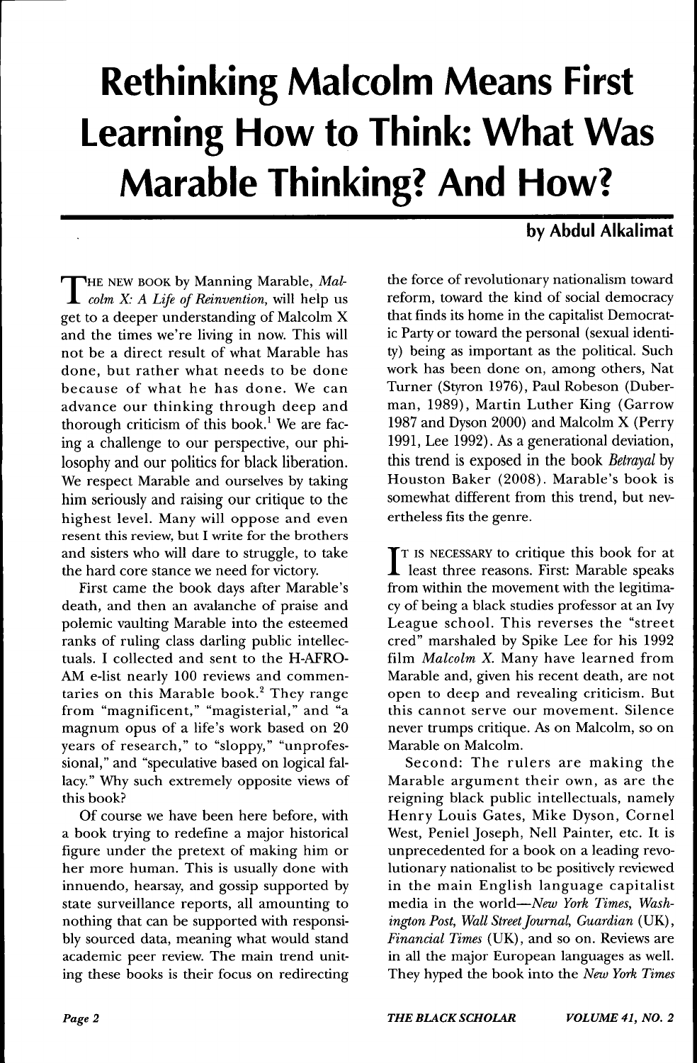# Rethinking Malcolm Means First Learning How to Think: What Was Marable Thinking? And How?

**by Abdul Alkalimat**

THE NEW BOOK by Manning Marable, *Malcolm X: A Life of Reinvention*, will help us get to a deeper understanding of Malcolm X and the times we're living in now. This will not be a direct result of what Marable has done, but rather what needs to be done because of what he has done. We can advance our thinking through deep and thorough criticism of this book.[1] We are facing a challenge to our perspective, our philosophy and our politics for black liberation. We respect Marable and ourselves by taking him seriously and raising our critique to the highest level. Many will oppose and even resent this review, but I write for the brothers and sisters who will dare to struggle, to take the hard core stance we need for victory.

First came the book days after Marable's death, and then an avalanche of praise and polemic vaulting Marable into the esteemed ranks of ruling class darling public intellectuals. I collected and sent to the H-AFRO-AM e-list nearly 100 reviews and commentaries on this Marable book.[2] They range from "magnificent," "magisterial," and "a magnum opus of a life's work based on 20 years of research," to "sloppy," "unprofessional," and "speculative based on logical fallacy." Why such extremely opposite views of this book?

Of course we have been here before, with a book trying to redefine a major historical figure under the pretext of making him or her more human. This is usually done with innuendo, hearsay, and gossip supported by state surveillance reports, all amounting to nothing that can be supported with responsibly sourced data, meaning what would stand academic peer review. The main trend uniting these books is their focus on redirecting the force of revolutionary nationalism toward reform, toward the kind of social democracy that finds its home in the capitalist Democratic Party or toward the personal (sexual identity) being as important as the political. Such work has been done on, among others, Nat Turner (Styron 1976), Paul Robeson (Duberman, 1989), Martin Luther King (Garrow 1987 and Dyson 2000) and Malcolm X (Perry 1991, Lee 1992). As a generational deviation, this trend is exposed in the book *Betrayal* by Houston Baker (2008). Marable's book is somewhat different from this trend, but nevertheless fits the genre.

IT IS NECESSARY to critique this book for at least three reasons. First: Marable speaks from within the movement with the legitimacy of being a black studies professor at an Ivy League school. This reverses the "street cred" marshaled by Spike Lee for his 1992 film *Malcolm X*. Many have learned from Marable and, given his recent death, are not open to deep and revealing criticism. But this cannot serve our movement. Silence never trumps critique. As on Malcolm, so on Marable on Malcolm.

Second: The rulers are making the Marable argument their own, as are the reigning black public intellectuals, namely Henry Louis Gates, Mike Dyson, Cornel West, Peniel Joseph, Nell Painter, etc. It is unprecedented for a book on a leading revolutionary nationalist to be positively reviewed in the main English language capitalist media in the world—*New York Times*, *Washington Post*, *Wall Street Journal*, *Guardian* (UK), *Financial Times* (UK), and so on. Reviews are in all the major European languages as well. They hyped the book into the *New York Times*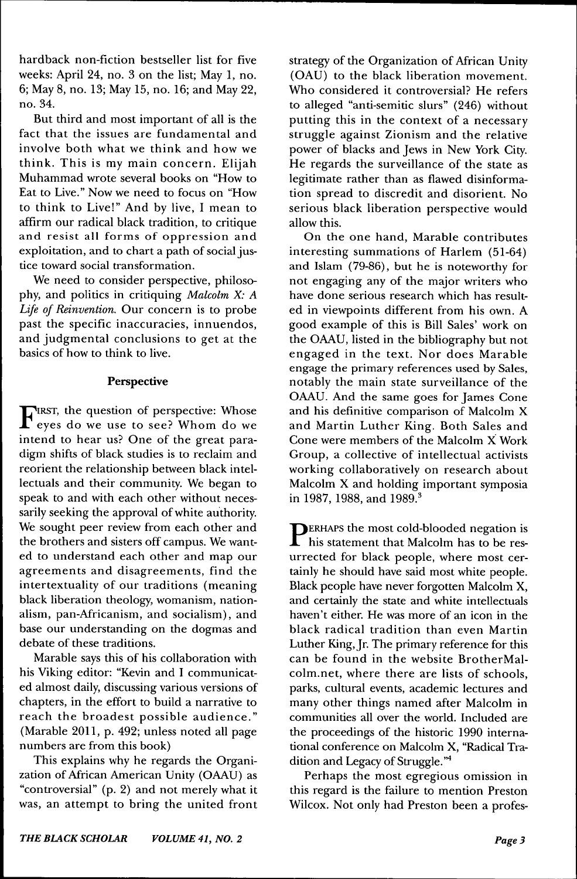hardback non-fiction bestseller list for five weeks: April 24, no. 3 on the list; May 1, no. 6; May 8, no. 13; May 15, no. 16; and May 22, no. 34.

But third and most important of all is the fact that the issues are fundamental and involve both what we think and how we think. This is my main concern. Elijah Muhammad wrote several books on "How to Eat to Live." Now we need to focus on "How to think to Live!" And by live, I mean to affirm our radical black tradition, to critique and resist all forms of oppression and exploitation, and to chart a path of social justice toward social transformation.

We need to consider perspective, philosophy, and politics in critiquing *Malcolm X: A Life of Reinvention.* Our concern is to probe past the specific inaccuracies, innuendos, and judgmental conclusions to get at the basics of how to think to live.

### Perspective

FIRST, the question of perspective: Whose eyes do we use to see? Whom do we intend to hear us? One of the great paradigm shifts of black studies is to reclaim and reorient the relationship between black intellectuals and their community. We began to speak to and with each other without necessarily seeking the approval of white authority. We sought peer review from each other and the brothers and sisters off campus. We wanted to understand each other and map our agreements and disagreements, find the intertextuality of our traditions (meaning black liberation theology, womanism, nationalism, pan-Africanism, and socialism), and base our understanding on the dogmas and debate of these traditions.

Marable says this of his collaboration with his Viking editor: "Kevin and I communicated almost daily, discussing various versions of chapters, in the effort to build a narrative to reach the broadest possible audience." (Marable 2011, p. 492; unless noted all page numbers are from this book)

This explains why he regards the Organization of African American Unity (OAAU) as "controversial" (p. 2) and not merely what it was, an attempt to bring the united front strategy of the Organization of African Unity (OAU) to the black liberation movement. Who considered it controversial? He refers to alleged "anti-semitic slurs" (246) without putting this in the context of a necessary struggle against Zionism and the relative power of blacks and Jews in New York City. He regards the surveillance of the state as legitimate rather than as flawed disinformation spread to discredit and disorient. No serious black liberation perspective would allow this.

On the one hand, Marable contributes interesting summations of Harlem (51-64) and Islam (79-86), but he is noteworthy for not engaging any of the major writers who have done serious research which has resulted in viewpoints different from his own. A good example of this is Bill Sales' work on the OAAU, listed in the bibliography but not engaged in the text. Nor does Marable engage the primary references used by Sales, notably the main state surveillance of the OAAU. And the same goes for James Cone and his definitive comparison of Malcolm X and Martin Luther King. Both Sales and Cone were members of the Malcolm X Work Group, a collective of intellectual activists working collaboratively on research about Malcolm X and holding important symposia in 1987, 1988, and 1989.[3]

PERHAPS the most cold-blooded negation is his statement that Malcolm has to be resurrected for black people, where most certainly he should have said most white people. Black people have never forgotten Malcolm X, and certainly the state and white intellectuals haven't either. He was more of an icon in the black radical tradition than even Martin Luther King, Jr. The primary reference for this can be found in the website BrotherMalcolm.net, where there are lists of schools, parks, cultural events, academic lectures and many other things named after Malcolm in communities all over the world. Included are the proceedings of the historic 1990 international conference on Malcolm X, "Radical Tradition and Legacy of Struggle."[4]

Perhaps the most egregious omission in this regard is the failure to mention Preston Wilcox. Not only had Preston been a profes-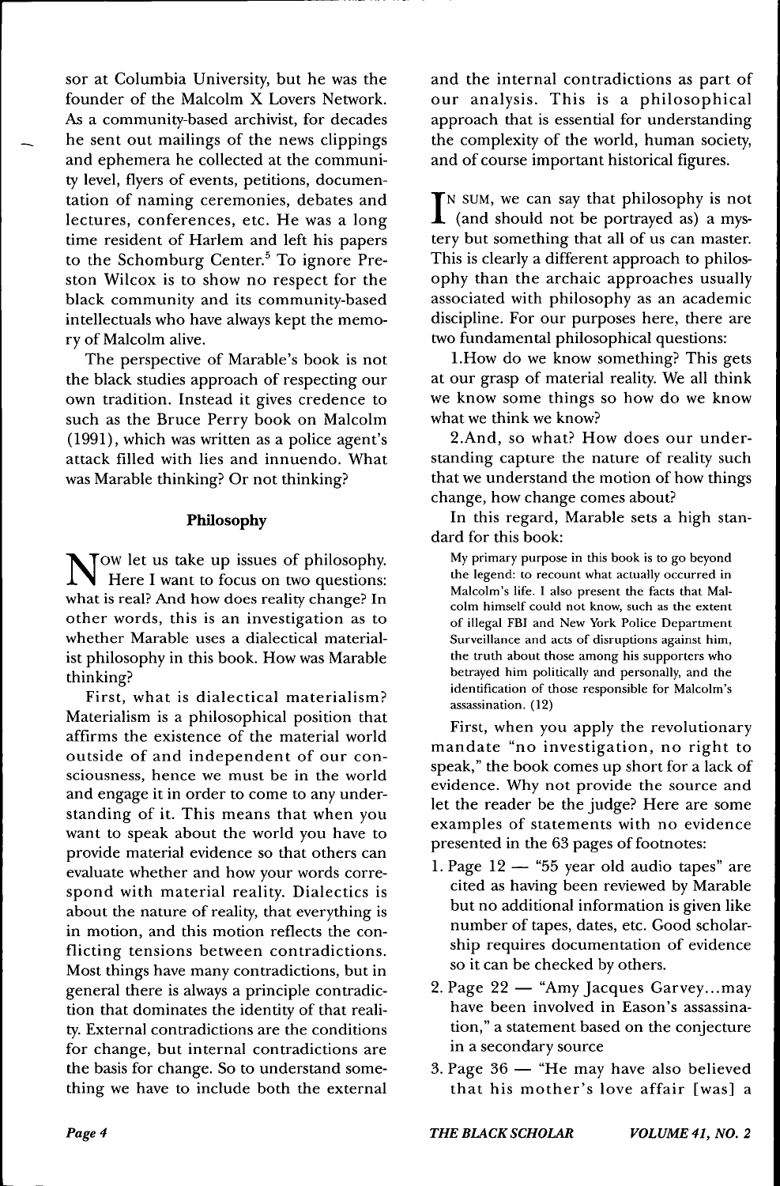sor at Columbia University, but he was the founder of the Malcolm X Lovers Network. As a community-based archivist, for decades he sent out mailings of the news clippings and ephemera he collected at the community level, flyers of events, petitions, documentation of naming ceremonies, debates and lectures, conferences, etc. He was a long time resident of Harlem and left his papers to the Schomburg Center.[5] To ignore Preston Wilcox is to show no respect for the black community and its community-based intellectuals who have always kept the memory of Malcolm alive.

The perspective of Marable's book is not the black studies approach of respecting our own tradition. Instead it gives credence to such as the Bruce Perry book on Malcolm (1991), which was written as a police agent's attack filled with lies and innuendo. What was Marable thinking? Or not thinking?

### Philosophy

Now let us take up issues of philosophy. Here I want to focus on two questions: what is real? And how does reality change? In other words, this is an investigation as to whether Marable uses a dialectical materialist philosophy in this book. How was Marable thinking?

First, what is dialectical materialism? Materialism is a philosophical position that affirms the existence of the material world outside of and independent of our consciousness, hence we must be in the world and engage it in order to come to any understanding of it. This means that when you want to speak about the world you have to provide material evidence so that others can evaluate whether and how your words correspond with material reality. Dialectics is about the nature of reality, that everything is in motion, and this motion reflects the conflicting tensions between contradictions. Most things have many contradictions, but in general there is always a principle contradiction that dominates the identity of that reality. External contradictions are the conditions for change, but internal contradictions are the basis for change. So to understand something we have to include both the external and the internal contradictions as part of our analysis. This is a philosophical approach that is essential for understanding the complexity of the world, human society, and of course important historical figures.

In sum, we can say that philosophy is not (and should not be portrayed as) a mystery but something that all of us can master. This is clearly a different approach to philosophy than the archaic approaches usually associated with philosophy as an academic discipline. For our purposes here, there are two fundamental philosophical questions:

1.How do we know something? This gets at our grasp of material reality. We all think we know some things so how do we know what we think we know?

2.And, so what? How does our understanding capture the nature of reality such that we understand the motion of how things change, how change comes about?

In this regard, Marable sets a high standard for this book:

> My primary purpose in this book is to go beyond the legend: to recount what actually occurred in Malcolm's life. I also present the facts that Malcolm himself could not know, such as the extent of illegal FBI and New York Police Department Surveillance and acts of disruptions against him, the truth about those among his supporters who betrayed him politically and personally, and the identification of those responsible for Malcolm's assassination. (12)

First, when you apply the revolutionary mandate "no investigation, no right to speak," the book comes up short for a lack of evidence. Why not provide the source and let the reader be the judge? Here are some examples of statements with no evidence presented in the 63 pages of footnotes:

1. Page 12 — "55 year old audio tapes" are cited as having been reviewed by Marable but no additional information is given like number of tapes, dates, etc. Good scholarship requires documentation of evidence so it can be checked by others.
2. Page 22 — "Amy Jacques Garvey...may have been involved in Eason's assassination," a statement based on the conjecture in a secondary source
3. Page 36 — "He may have also believed that his mother's love affair [was] a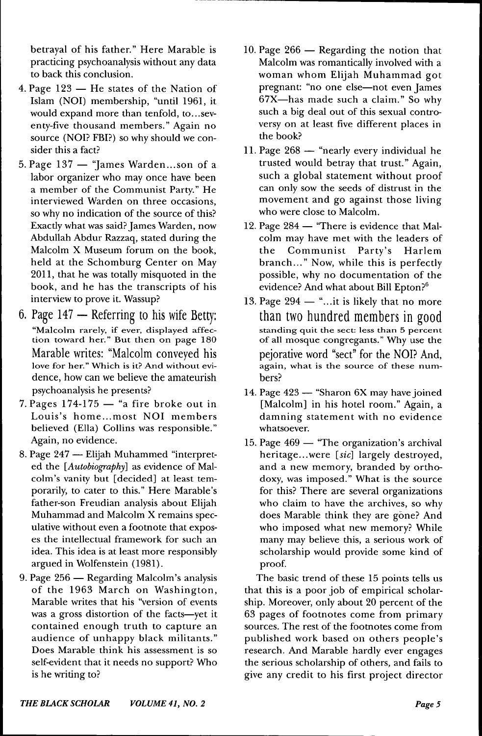betrayal of his father." Here Marable is practicing psychoanalysis without any data to back this conclusion.

4. Page 123 — He states of the Nation of Islam (NOI) membership, "until 1961, it would expand more than tenfold, to...seventy-five thousand members." Again no source (NOI? FBI?) so why should we consider this a fact?
5. Page 137 — "James Warden...son of a labor organizer who may once have been a member of the Communist Party." He interviewed Warden on three occasions, so why no indication of the source of this? Exactly what was said? James Warden, now Abdullah Abdur Razzaq, stated during the Malcolm X Museum forum on the book, held at the Schomburg Center on May 2011, that he was totally misquoted in the book, and he has the transcripts of his interview to prove it. Wassup?
6. Page 147 — Referring to his wife Betty: "Malcolm rarely, if ever, displayed affection toward her." But then on page 180 Marable writes: "Malcolm conveyed his love for her." Which is it? And without evidence, how can we believe the amateurish psychoanalysis he presents?
7. Pages 174-175 — "a fire broke out in Louis's home...most NOI members believed (Ella) Collins was responsible." Again, no evidence.
8. Page 247 — Elijah Muhammed "interpreted the [*Autobiography*] as evidence of Malcolm's vanity but [decided] at least temporarily, to cater to this." Here Marable's father-son Freudian analysis about Elijah Muhammad and Malcolm X remains speculative without even a footnote that exposes the intellectual framework for such an idea. This idea is at least more responsibly argued in Wolfenstein (1981).
9. Page 256 — Regarding Malcolm's analysis of the 1963 March on Washington, Marable writes that his "version of events was a gross distortion of the facts—yet it contained enough truth to capture an audience of unhappy black militants." Does Marable think his assessment is so self-evident that it needs no support? Who is he writing to?
10. Page 266 — Regarding the notion that Malcolm was romantically involved with a woman whom Elijah Muhammad got pregnant: "no one else—not even James 67X—has made such a claim." So why such a big deal out of this sexual controversy on at least five different places in the book?
11. Page 268 — "nearly every individual he trusted would betray that trust." Again, such a global statement without proof can only sow the seeds of distrust in the movement and go against those living who were close to Malcolm.
12. Page 284 — "There is evidence that Malcolm may have met with the leaders of the Communist Party's Harlem branch..." Now, while this is perfectly possible, why no documentation of the evidence? And what about Bill Epton?[6]
13. Page 294 — "...it is likely that no more than two hundred members in good standing quit the sect: less than 5 percent of all mosque congregants." Why use the pejorative word "sect" for the NOI? And, again, what is the source of these numbers?
14. Page 423 — "Sharon 6X may have joined [Malcolm] in his hotel room." Again, a damning statement with no evidence whatsoever.
15. Page 469 — "The organization's archival heritage...were [*sic*] largely destroyed, and a new memory, branded by orthodoxy, was imposed." What is the source for this? There are several organizations who claim to have the archives, so why does Marable think they are gone? And who imposed what new memory? While many may believe this, a serious work of scholarship would provide some kind of proof.

The basic trend of these 15 points tells us that this is a poor job of empirical scholarship. Moreover, only about 20 percent of the 63 pages of footnotes come from primary sources. The rest of the footnotes come from published work based on others people's research. And Marable hardly ever engages the serious scholarship of others, and fails to give any credit to his first project director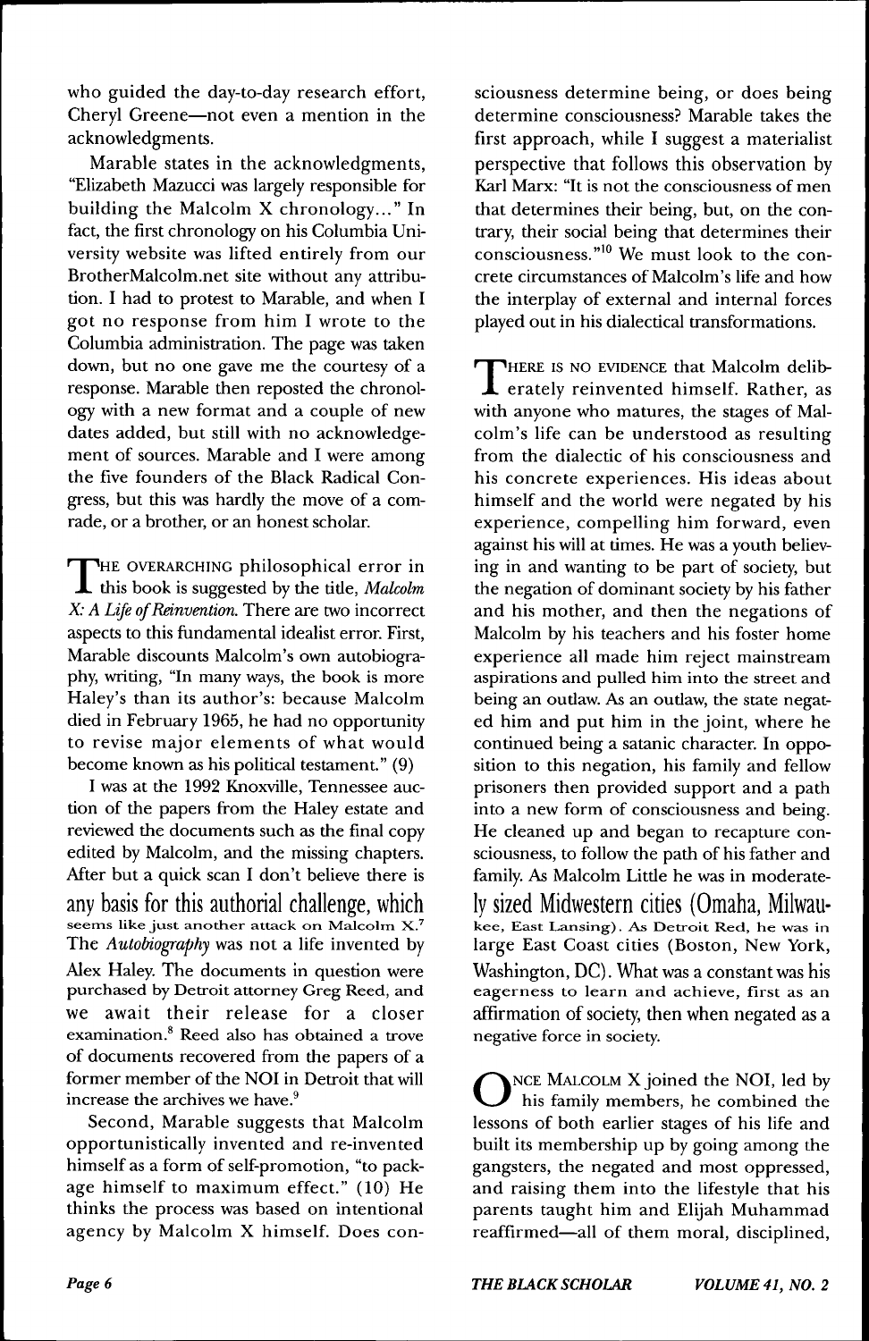who guided the day-to-day research effort, Cheryl Greene—not even a mention in the acknowledgments.

Marable states in the acknowledgments, "Elizabeth Mazucci was largely responsible for building the Malcolm X chronology..." In fact, the first chronology on his Columbia University website was lifted entirely from our BrotherMalcolm.net site without any attribution. I had to protest to Marable, and when I got no response from him I wrote to the Columbia administration. The page was taken down, but no one gave me the courtesy of a response. Marable then reposted the chronology with a new format and a couple of new dates added, but still with no acknowledgement of sources. Marable and I were among the five founders of the Black Radical Congress, but this was hardly the move of a comrade, or a brother, or an honest scholar.

THE OVERARCHING philosophical error in this book is suggested by the title, *Malcolm X: A Life of Reinvention.* There are two incorrect aspects to this fundamental idealist error. First, Marable discounts Malcolm's own autobiography, writing, "In many ways, the book is more Haley's than its author's: because Malcolm died in February 1965, he had no opportunity to revise major elements of what would become known as his political testament." (9)

I was at the 1992 Knoxville, Tennessee auction of the papers from the Haley estate and reviewed the documents such as the final copy edited by Malcolm, and the missing chapters. After but a quick scan I don't believe there is any basis for this authorial challenge, which seems like just another attack on Malcolm X.[7] The *Autobiography* was not a life invented by Alex Haley. The documents in question were purchased by Detroit attorney Greg Reed, and we await their release for a closer examination.[8] Reed also has obtained a trove of documents recovered from the papers of a former member of the NOI in Detroit that will increase the archives we have.[9]

Second, Marable suggests that Malcolm opportunistically invented and re-invented himself as a form of self-promotion, "to package himself to maximum effect." (10) He thinks the process was based on intentional agency by Malcolm X himself. Does consciousness determine being, or does being determine consciousness? Marable takes the first approach, while I suggest a materialist perspective that follows this observation by Karl Marx: "It is not the consciousness of men that determines their being, but, on the contrary, their social being that determines their consciousness."[10] We must look to the concrete circumstances of Malcolm's life and how the interplay of external and internal forces played out in his dialectical transformations.

THERE IS NO EVIDENCE that Malcolm deliberately reinvented himself. Rather, as with anyone who matures, the stages of Malcolm's life can be understood as resulting from the dialectic of his consciousness and his concrete experiences. His ideas about himself and the world were negated by his experience, compelling him forward, even against his will at times. He was a youth believing in and wanting to be part of society, but the negation of dominant society by his father and his mother, and then the negations of Malcolm by his teachers and his foster home experience all made him reject mainstream aspirations and pulled him into the street and being an outlaw. As an outlaw, the state negated him and put him in the joint, where he continued being a satanic character. In opposition to this negation, his family and fellow prisoners then provided support and a path into a new form of consciousness and being. He cleaned up and began to recapture consciousness, to follow the path of his father and family. As Malcolm Little he was in moderately sized Midwestern cities (Omaha, Milwaukee, East Lansing). As Detroit Red, he was in large East Coast cities (Boston, New York, Washington, DC). What was a constant was his eagerness to learn and achieve, first as an affirmation of society, then when negated as a negative force in society.

ONCE MALCOLM X joined the NOI, led by his family members, he combined the lessons of both earlier stages of his life and built its membership up by going among the gangsters, the negated and most oppressed, and raising them into the lifestyle that his parents taught him and Elijah Muhammad reaffirmed—all of them moral, disciplined,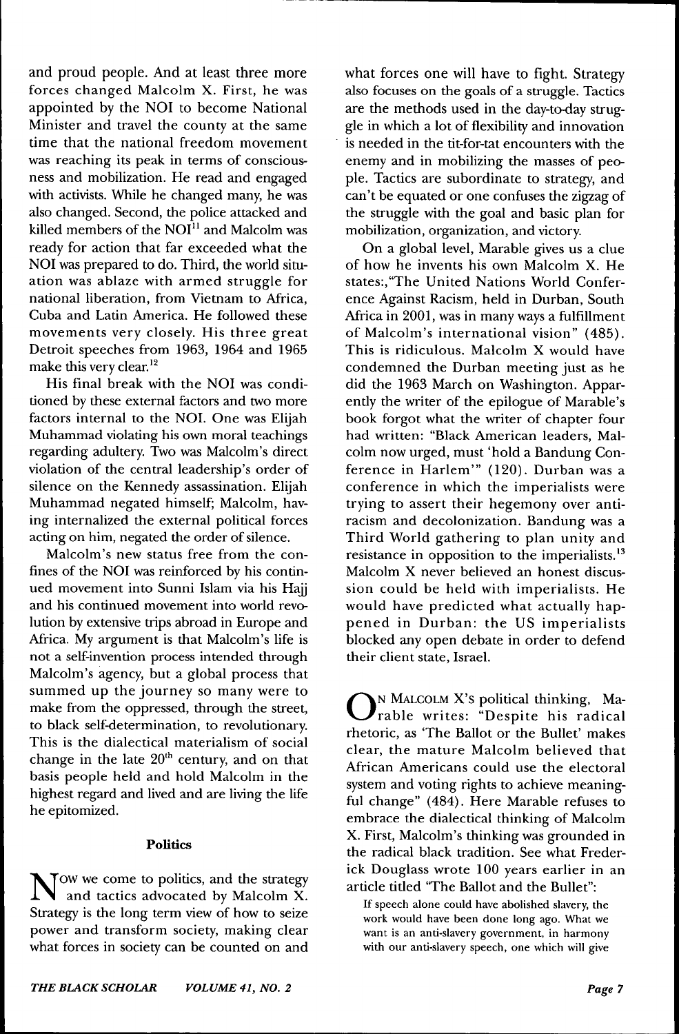and proud people. And at least three more forces changed Malcolm X. First, he was appointed by the NOI to become National Minister and travel the county at the same time that the national freedom movement was reaching its peak in terms of consciousness and mobilization. He read and engaged with activists. While he changed many, he was also changed. Second, the police attacked and killed members of the NOI[11] and Malcolm was ready for action that far exceeded what the NOI was prepared to do. Third, the world situation was ablaze with armed struggle for national liberation, from Vietnam to Africa, Cuba and Latin America. He followed these movements very closely. His three great Detroit speeches from 1963, 1964 and 1965 make this very clear.[12]

His final break with the NOI was conditioned by these external factors and two more factors internal to the NOI. One was Elijah Muhammad violating his own moral teachings regarding adultery. Two was Malcolm's direct violation of the central leadership's order of silence on the Kennedy assassination. Elijah Muhammad negated himself; Malcolm, having internalized the external political forces acting on him, negated the order of silence.

Malcolm's new status free from the confines of the NOI was reinforced by his continued movement into Sunni Islam via his Hajj and his continued movement into world revolution by extensive trips abroad in Europe and Africa. My argument is that Malcolm's life is not a self-invention process intended through Malcolm's agency, but a global process that summed up the journey so many were to make from the oppressed, through the street, to black self-determination, to revolutionary. This is the dialectical materialism of social change in the late 20th century, and on that basis people held and hold Malcolm in the highest regard and lived and are living the life he epitomized.

## Politics

Now we come to politics, and the strategy and tactics advocated by Malcolm X. Strategy is the long term view of how to seize power and transform society, making clear what forces in society can be counted on and what forces one will have to fight. Strategy also focuses on the goals of a struggle. Tactics are the methods used in the day-to-day struggle in which a lot of flexibility and innovation is needed in the tit-for-tat encounters with the enemy and in mobilizing the masses of people. Tactics are subordinate to strategy, and can't be equated or one confuses the zigzag of the struggle with the goal and basic plan for mobilization, organization, and victory.

On a global level, Marable gives us a clue of how he invents his own Malcolm X. He states:,"The United Nations World Conference Against Racism, held in Durban, South Africa in 2001, was in many ways a fulfillment of Malcolm's international vision" (485). This is ridiculous. Malcolm X would have condemned the Durban meeting just as he did the 1963 March on Washington. Apparently the writer of the epilogue of Marable's book forgot what the writer of chapter four had written: "Black American leaders, Malcolm now urged, must 'hold a Bandung Conference in Harlem'" (120). Durban was a conference in which the imperialists were trying to assert their hegemony over anti-racism and decolonization. Bandung was a Third World gathering to plan unity and resistance in opposition to the imperialists.[13] Malcolm X never believed an honest discussion could be held with imperialists. He would have predicted what actually happened in Durban: the US imperialists blocked any open debate in order to defend their client state, Israel.

On Malcolm X's political thinking, Marable writes: "Despite his radical rhetoric, as 'The Ballot or the Bullet' makes clear, the mature Malcolm believed that African Americans could use the electoral system and voting rights to achieve meaningful change" (484). Here Marable refuses to embrace the dialectical thinking of Malcolm X. First, Malcolm's thinking was grounded in the radical black tradition. See what Frederick Douglass wrote 100 years earlier in an article titled "The Ballot and the Bullet":

> If speech alone could have abolished slavery, the work would have been done long ago. What we want is an anti-slavery government, in harmony with our anti-slavery speech, one which will give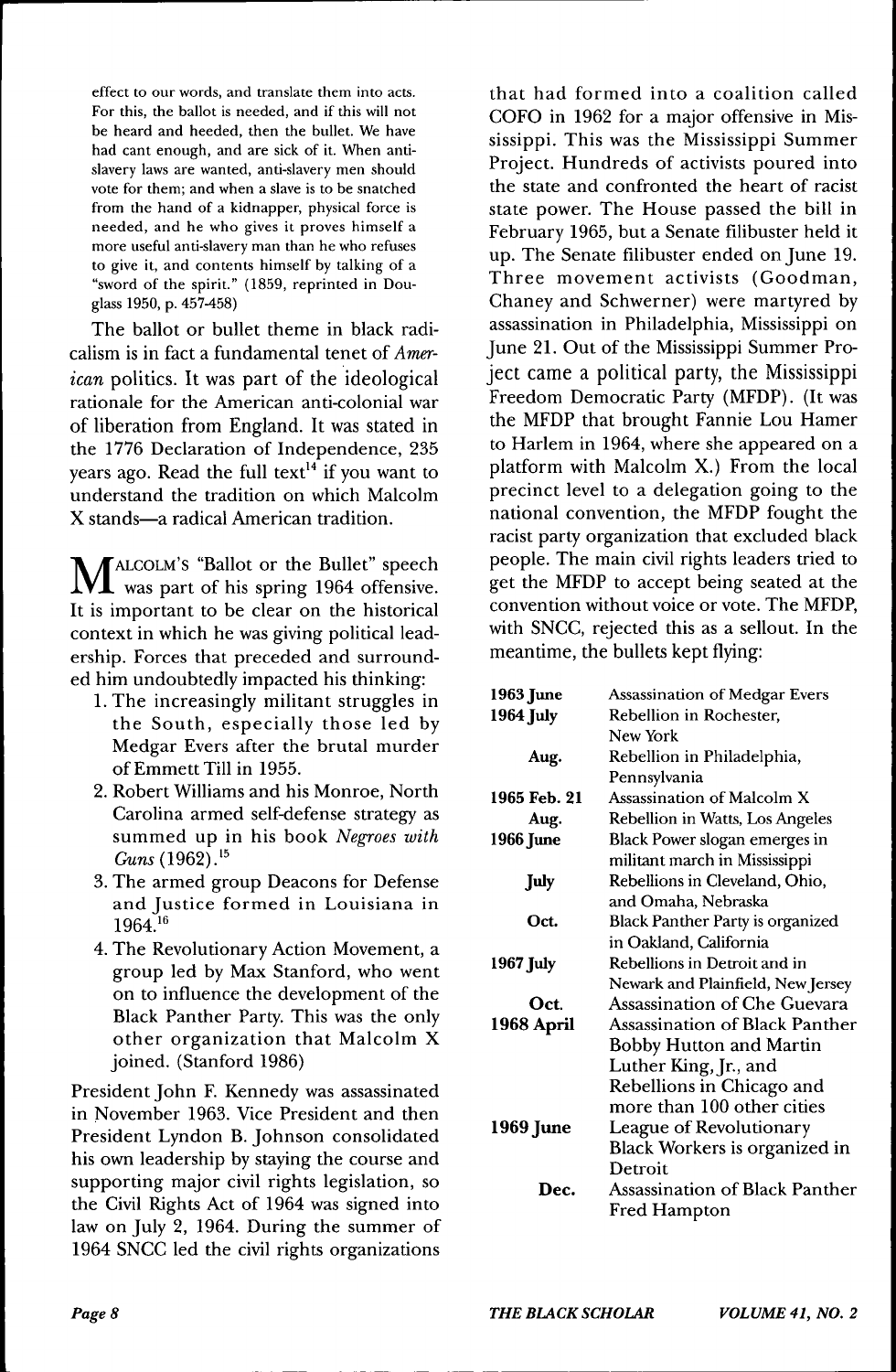effect to our words, and translate them into acts. For this, the ballot is needed, and if this will not be heard and heeded, then the bullet. We have had cant enough, and are sick of it. When anti-slavery laws are wanted, anti-slavery men should vote for them; and when a slave is to be snatched from the hand of a kidnapper, physical force is needed, and he who gives it proves himself a more useful anti-slavery man than he who refuses to give it, and contents himself by talking of a "sword of the spirit." (1859, reprinted in Douglass 1950, p. 457-458)

The ballot or bullet theme in black radicalism is in fact a fundamental tenet of *American* politics. It was part of the ideological rationale for the American anti-colonial war of liberation from England. It was stated in the 1776 Declaration of Independence, 235 years ago. Read the full text[14] if you want to understand the tradition on which Malcolm X stands—a radical American tradition.

Malcolm's "Ballot or the Bullet" speech was part of his spring 1964 offensive. It is important to be clear on the historical context in which he was giving political leadership. Forces that preceded and surrounded him undoubtedly impacted his thinking:

1. The increasingly militant struggles in the South, especially those led by Medgar Evers after the brutal murder of Emmett Till in 1955.
2. Robert Williams and his Monroe, North Carolina armed self-defense strategy as summed up in his book *Negroes with Guns* (1962).[15]
3. The armed group Deacons for Defense and Justice formed in Louisiana in 1964.[16]
4. The Revolutionary Action Movement, a group led by Max Stanford, who went on to influence the development of the Black Panther Party. This was the only other organization that Malcolm X joined. (Stanford 1986)

President John F. Kennedy was assassinated in November 1963. Vice President and then President Lyndon B. Johnson consolidated his own leadership by staying the course and supporting major civil rights legislation, so the Civil Rights Act of 1964 was signed into law on July 2, 1964. During the summer of 1964 SNCC led the civil rights organizations that had formed into a coalition called COFO in 1962 for a major offensive in Mississippi. This was the Mississippi Summer Project. Hundreds of activists poured into the state and confronted the heart of racist state power. The House passed the bill in February 1965, but a Senate filibuster held it up. The Senate filibuster ended on June 19. Three movement activists (Goodman, Chaney and Schwerner) were martyred by assassination in Philadelphia, Mississippi on June 21. Out of the Mississippi Summer Project came a political party, the Mississippi Freedom Democratic Party (MFDP). (It was the MFDP that brought Fannie Lou Hamer to Harlem in 1964, where she appeared on a platform with Malcolm X.) From the local precinct level to a delegation going to the national convention, the MFDP fought the racist party organization that excluded black people. The main civil rights leaders tried to get the MFDP to accept being seated at the convention without voice or vote. The MFDP, with SNCC, rejected this as a sellout. In the meantime, the bullets kept flying:

| | |
|---|---|
| **1963 June** | Assassination of Medgar Evers |
| **1964 July** | Rebellion in Rochester, New York |
| **Aug.** | Rebellion in Philadelphia, Pennsylvania |
| **1965 Feb. 21** | Assassination of Malcolm X |
| **Aug.** | Rebellion in Watts, Los Angeles |
| **1966 June** | Black Power slogan emerges in militant march in Mississippi |
| **July** | Rebellions in Cleveland, Ohio, and Omaha, Nebraska |
| **Oct.** | Black Panther Party is organized in Oakland, California |
| **1967 July** | Rebellions in Detroit and in Newark and Plainfield, New Jersey |
| **Oct.** | Assassination of Che Guevara |
| **1968 April** | Assassination of Black Panther Bobby Hutton and Martin Luther King, Jr., and Rebellions in Chicago and more than 100 other cities |
| **1969 June** | League of Revolutionary Black Workers is organized in Detroit |
| **Dec.** | Assassination of Black Panther Fred Hampton |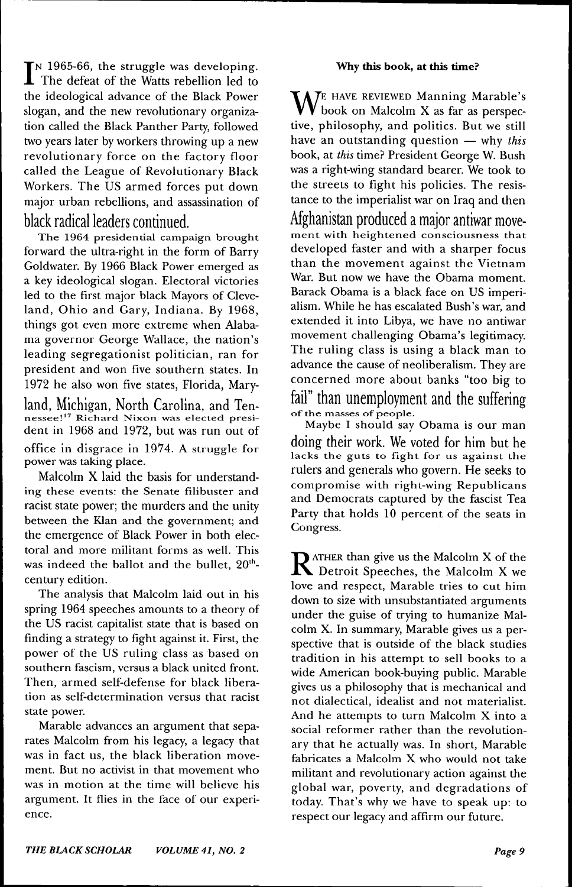In 1965-66, the struggle was developing. The defeat of the Watts rebellion led to the ideological advance of the Black Power slogan, and the new revolutionary organization called the Black Panther Party, followed two years later by workers throwing up a new revolutionary force on the factory floor called the League of Revolutionary Black Workers. The US armed forces put down major urban rebellions, and assassination of black radical leaders continued.

The 1964 presidential campaign brought forward the ultra-right in the form of Barry Goldwater. By 1966 Black Power emerged as a key ideological slogan. Electoral victories led to the first major black Mayors of Cleveland, Ohio and Gary, Indiana. By 1968, things got even more extreme when Alabama governor George Wallace, the nation's leading segregationist politician, ran for president and won five southern states. In 1972 he also won five states, Florida, Maryland, Michigan, North Carolina, and Tennessee![17] Richard Nixon was elected president in 1968 and 1972, but was run out of office in disgrace in 1974. A struggle for power was taking place.

Malcolm X laid the basis for understanding these events: the Senate filibuster and racist state power; the murders and the unity between the Klan and the government; and the emergence of Black Power in both electoral and more militant forms as well. This was indeed the ballot and the bullet, 20th-century edition.

The analysis that Malcolm laid out in his spring 1964 speeches amounts to a theory of the US racist capitalist state that is based on finding a strategy to fight against it. First, the power of the US ruling class as based on southern fascism, versus a black united front. Then, armed self-defense for black liberation as self-determination versus that racist state power.

Marable advances an argument that separates Malcolm from his legacy, a legacy that was in fact us, the black liberation movement. But no activist in that movement who was in motion at the time will believe his argument. It flies in the face of our experience.

#### Why this book, at this time?

We have reviewed Manning Marable's book on Malcolm X as far as perspective, philosophy, and politics. But we still have an outstanding question — why *this* book, at *this* time? President George W. Bush was a right-wing standard bearer. We took to the streets to fight his policies. The resistance to the imperialist war on Iraq and then Afghanistan produced a major antiwar movement with heightened consciousness that developed faster and with a sharper focus than the movement against the Vietnam War. But now we have the Obama moment. Barack Obama is a black face on US imperialism. While he has escalated Bush's war, and extended it into Libya, we have no antiwar movement challenging Obama's legitimacy. The ruling class is using a black man to advance the cause of neoliberalism. They are concerned more about banks "too big to fail" than unemployment and the suffering of the masses of people.

Maybe I should say Obama is our man doing their work. We voted for him but he lacks the guts to fight for us against the rulers and generals who govern. He seeks to compromise with right-wing Republicans and Democrats captured by the fascist Tea Party that holds 10 percent of the seats in Congress.

Rather than give us the Malcolm X of the Detroit Speeches, the Malcolm X we love and respect, Marable tries to cut him down to size with unsubstantiated arguments under the guise of trying to humanize Malcolm X. In summary, Marable gives us a perspective that is outside of the black studies tradition in his attempt to sell books to a wide American book-buying public. Marable gives us a philosophy that is mechanical and not dialectical, idealist and not materialist. And he attempts to turn Malcolm X into a social reformer rather than the revolutionary that he actually was. In short, Marable fabricates a Malcolm X who would not take militant and revolutionary action against the global war, poverty, and degradations of today. That's why we have to speak up: to respect our legacy and affirm our future.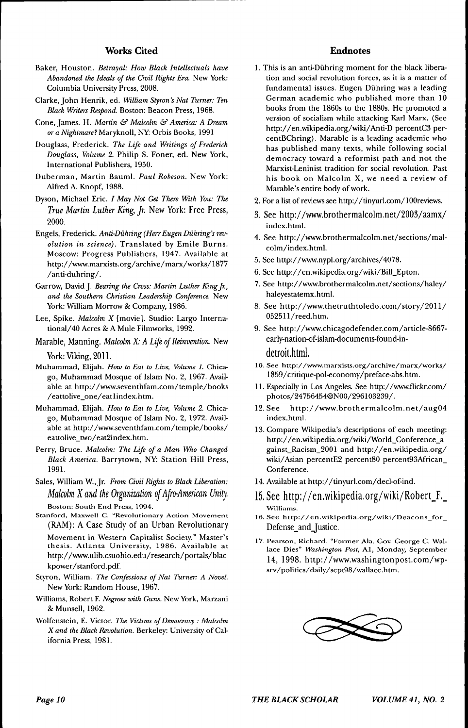## Works Cited

Baker, Houston. *Betrayal: How Black Intellectuals have Abandoned the Ideals of the Civil Rights Era.* New York: Columbia University Press, 2008.

Clarke, John Henrik, ed. *William Styron's Nat Turner: Ten Black Writers Respond.* Boston: Beacon Press, 1968.

Cone, James. H. *Martin & Malcolm & America: A Dream or a Nightmare?* Maryknoll, NY: Orbis Books, 1991

Douglass, Frederick. *The Life and Writings of Frederick Douglass, Volume 2.* Philip S. Foner, ed. New York, International Publishers, 1950.

Duberman, Martin Bauml. *Paul Robeson.* New York: Alfred A. Knopf, 1988.

Dyson, Michael Eric. *I May Not Get There With You: The True Martin Luther King, Jr.* New York: Free Press, 2000.

Engels, Frederick. *Anti-Dühring (Herr Eugen Dühring's revolution in science).* Translated by Emile Burns. Moscow: Progress Publishers, 1947. Available at http://www.marxists.org/archive/marx/works/1877/anti-duhring/.

Garrow, David J. *Bearing the Cross: Martin Luther King Jr., and the Southern Christian Leadership Conference.* New York: William Morrow & Company, 1986.

Lee, Spike. *Malcolm X* [movie]. Studio: Largo International/40 Acres & A Mule Filmworks, 1992.

Marable, Manning. *Malcolm X: A Life of Reinvention.* New York: Viking, 2011.

Muhammad, Elijah. *How to Eat to Live, Volume 1.* Chicago, Muhammad Mosque of Islam No. 2, 1967. Available at http://www.seventhfam.com/temple/books/eattolive_one/eat1index.htm.

Muhammad, Elijah. *How to Eat to Live, Volume 2.* Chicago, Muhammad Mosque of Islam No. 2, 1972. Available at http://www.seventhfam.com/temple/books/eattolive_two/eat2index.htm.

Perry, Bruce. *Malcolm: The Life of a Man Who Changed Black America.* Barrytown, NY: Station Hill Press, 1991.

Sales, William W., Jr. *From Civil Rights to Black Liberation: Malcolm X and the Organization of Afro-American Unity.* Boston: South End Press, 1994.

Stanford, Maxwell C. "Revolutionary Action Movement (RAM): A Case Study of an Urban Revolutionary Movement in Western Capitalist Society." Master's thesis. Atlanta University, 1986. Available at http://www.ulib.csuohio.edu/research/portals/blackpower/stanford.pdf.

Styron, William. *The Confessions of Nat Turner: A Novel.* New York: Random House, 1967.

Williams, Robert F. *Negroes with Guns.* New York, Marzani & Munsell, 1962.

Wolfenstein, E. Victor. *The Victims of Democracy : Malcolm X and the Black Revolution.* Berkeley: University of California Press, 1981.

## Endnotes

1. This is an anti-Dühring moment for the black liberation and social revolution forces, as it is a matter of fundamental issues. Eugen Dühring was a leading German academic who published more than 10 books from the 1860s to the 1880s. He promoted a version of socialism while attacking Karl Marx. (See http://en.wikipedia.org/wiki/Anti-D percentC3 percentBChring). Marable is a leading academic who has published many texts, while following social democracy toward a reformist path and not the Marxist-Leninist tradition for social revolution. Past his book on Malcolm X, we need a review of Marable's entire body of work.
2. For a list of reviews see http://tinyurl.com/100reviews.
3. See http://www.brothermalcolm.net/2003/aamx/index.html.
4. See http://www.brothermalcolm.net/sections/malcolm/index.html.
5. See http://www.nypl.org/archives/4078.
6. See http://en.wikipedia.org/wiki/Bill_Epton.
7. See http://www.brothermalcolm.net/sections/haley/haleyestatemx.html.
8. See http://www.thetruthtoledo.com/story/2011/052511/reed.htm.
9. See http://www.chicagodefender.com/article-8667-early-nation-of-islam-documents-found-in-detroit.html.
10. See http://www.marxists.org/archive/marx/works/1859/critique-pol-economy/preface-abs.htm.
11. Especially in Los Angeles. See http://www.flickr.com/photos/24756454@N00/296103239/.
12. See http://www.brothermalcolm.net/aug04index.html.
13. Compare Wikipedia's descriptions of each meeting: http://en.wikipedia.org/wiki/World_Conference_against_Racism_2001 and http://en.wikipedia.org/wiki/Asian percentE2 percent80 percent93African_Conference.
14. Available at http://tinyurl.com/decl-of-ind.
15. See http://en.wikipedia.org/wiki/Robert_F._Williams.
16. See http://en.wikipedia.org/wiki/Deacons_for_Defense_and_Justice.
17. Pearson, Richard. "Former Ala. Gov. George C. Wallace Dies" *Washington Post,* A1, Monday, September 14, 1998. http://www.washingtonpost.com/wp-srv/politics/daily/sept98/wallace.htm.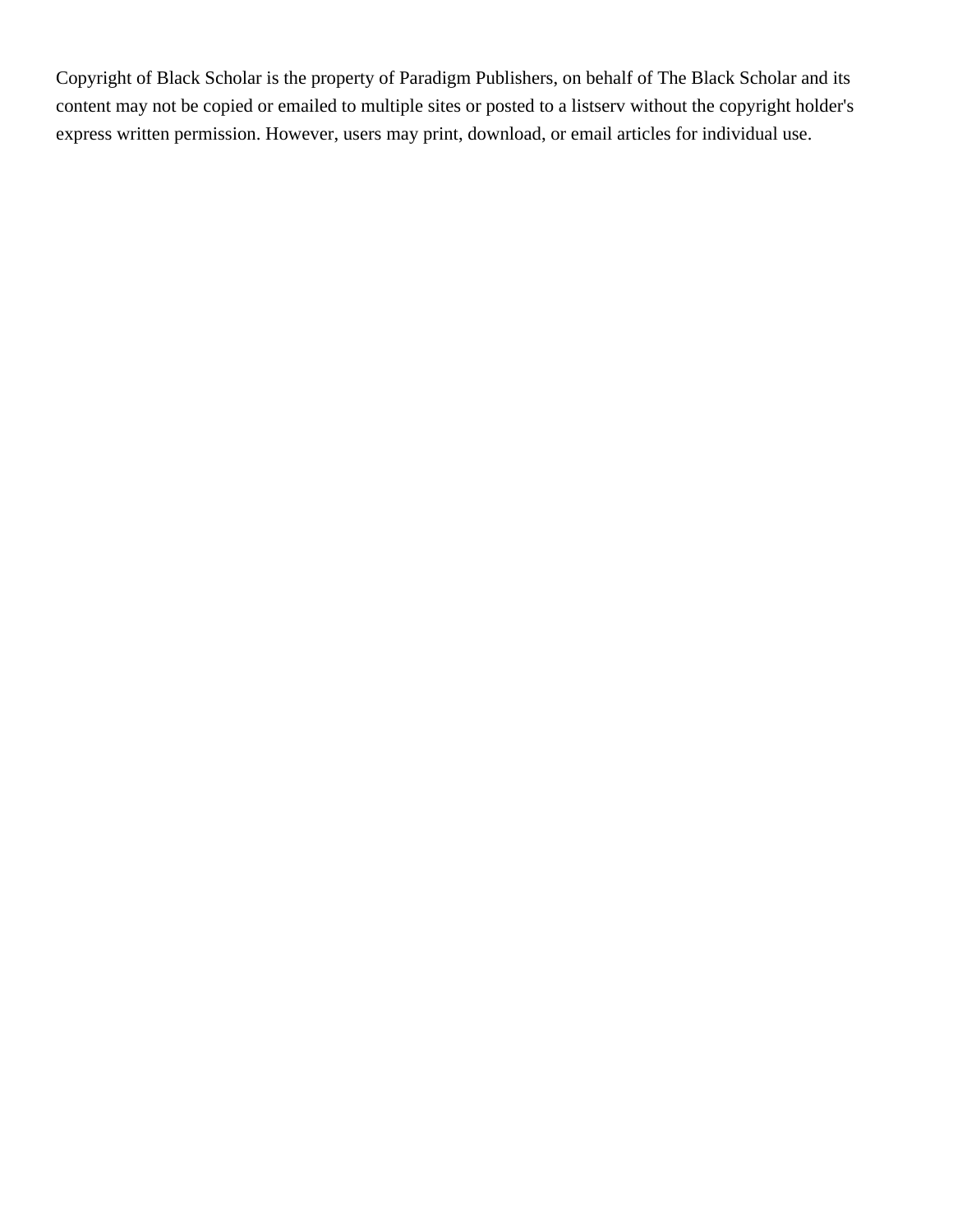Copyright of Black Scholar is the property of Paradigm Publishers, on behalf of The Black Scholar and its content may not be copied or emailed to multiple sites or posted to a listserv without the copyright holder's express written permission. However, users may print, download, or email articles for individual use.